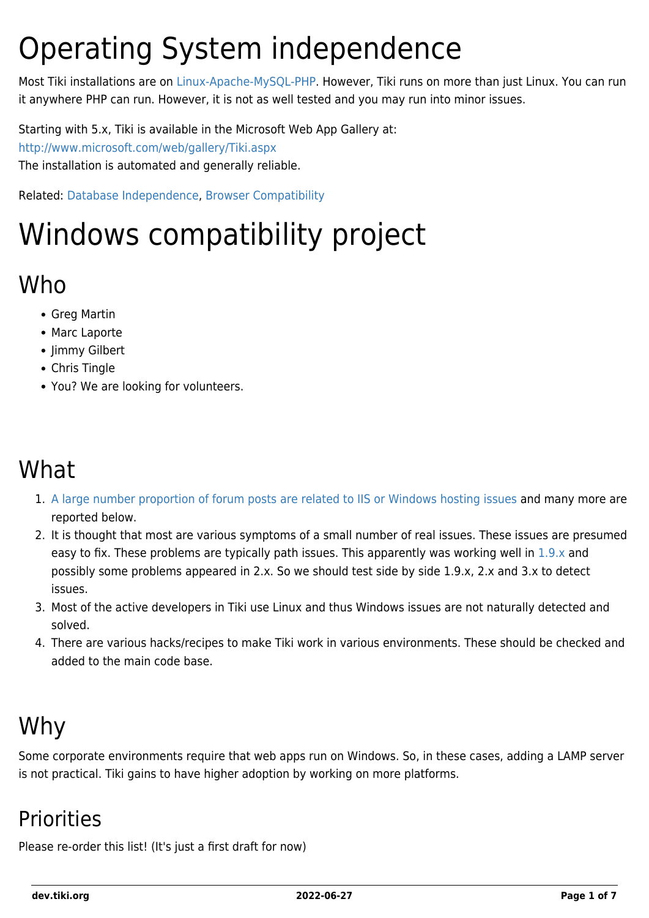# Operating System independence

Most Tiki installations are on Linux-Apache-MySQL-PHP. However, Tiki runs on more than just Linux. You can run it anywhere PHP can run. However, it is not as well tested and you may run into minor issues.

Starting with 5.x, Tiki is available in the Microsoft Web App Gallery at:
http://www.microsoft.com/web/gallery/Tiki.aspx
The installation is automated and generally reliable.

Related: Database Independence, Browser Compatibility

# Windows compatibility project

## Who

- Greg Martin
- Marc Laporte
- Jimmy Gilbert
- Chris Tingle
- You? We are looking for volunteers.

## What

1. A large number proportion of forum posts are related to IIS or Windows hosting issues and many more are reported below.
2. It is thought that most are various symptoms of a small number of real issues. These issues are presumed easy to fix. These problems are typically path issues. This apparently was working well in 1.9.x and possibly some problems appeared in 2.x. So we should test side by side 1.9.x, 2.x and 3.x to detect issues.
3. Most of the active developers in Tiki use Linux and thus Windows issues are not naturally detected and solved.
4. There are various hacks/recipes to make Tiki work in various environments. These should be checked and added to the main code base.

## Why

Some corporate environments require that web apps run on Windows. So, in these cases, adding a LAMP server is not practical. Tiki gains to have higher adoption by working on more platforms.

## Priorities

Please re-order this list! (It's just a first draft for now)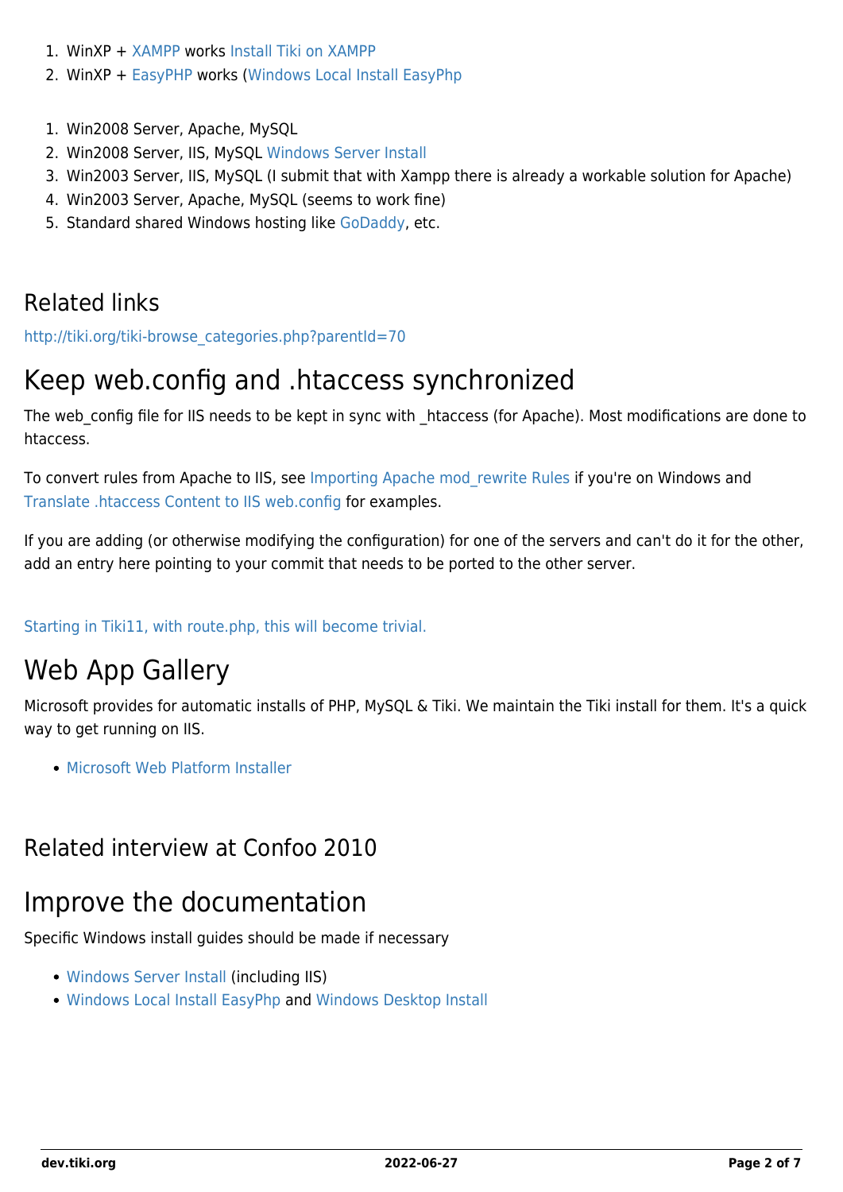1. WinXP + XAMPP works Install Tiki on XAMPP
2. WinXP + EasyPHP works (Windows Local Install EasyPhp

1. Win2008 Server, Apache, MySQL
2. Win2008 Server, IIS, MySQL Windows Server Install
3. Win2003 Server, IIS, MySQL (I submit that with Xampp there is already a workable solution for Apache)
4. Win2003 Server, Apache, MySQL (seems to work fine)
5. Standard shared Windows hosting like GoDaddy, etc.

## Related links

http://tiki.org/tiki-browse_categories.php?parentId=70

# Keep web.config and .htaccess synchronized

The web_config file for IIS needs to be kept in sync with _htaccess (for Apache). Most modifications are done to htaccess.

To convert rules from Apache to IIS, see Importing Apache mod_rewrite Rules if you're on Windows and Translate .htaccess Content to IIS web.config for examples.

If you are adding (or otherwise modifying the configuration) for one of the servers and can't do it for the other, add an entry here pointing to your commit that needs to be ported to the other server.

Starting in Tiki11, with route.php, this will become trivial.

# Web App Gallery

Microsoft provides for automatic installs of PHP, MySQL & Tiki. We maintain the Tiki install for them. It's a quick way to get running on IIS.

- Microsoft Web Platform Installer

## Related interview at Confoo 2010

# Improve the documentation

Specific Windows install guides should be made if necessary

- Windows Server Install (including IIS)
- Windows Local Install EasyPhp and Windows Desktop Install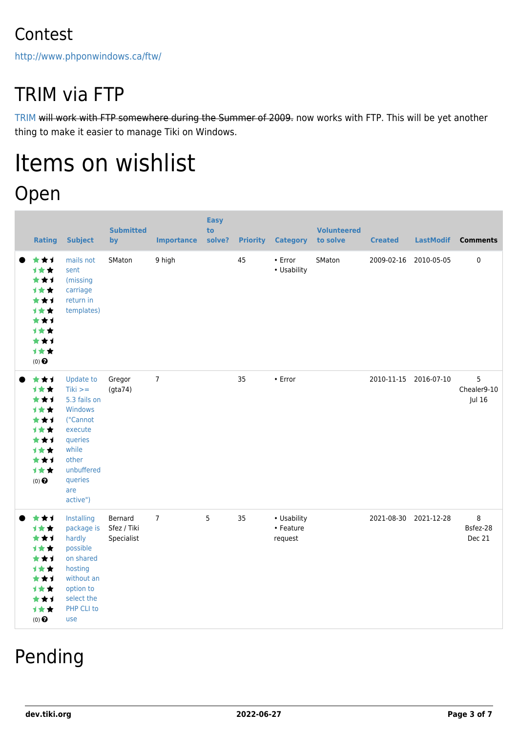# Contest

http://www.phponwindows.ca/ftw/

# TRIM via FTP

TRIM ~~will work with FTP somewhere during the Summer of 2009.~~ now works with FTP. This will be yet another thing to make it easier to manage Tiki on Windows.

# Items on wishlist

## Open

| | Rating | Subject | Submitted by | Importance | Easy to solve? | Priority | Category | Volunteered to solve | Created | LastModif | Comments |
|---|---|---|---|---|---|---|---|---|---|---|---|
| ● | (0) | mails not sent (missing carriage return in templates) | SMaton | 9 high | | 45 | • Error • Usability | SMaton | 2009-02-16 | 2010-05-05 | 0 |
| ● | (0) | Update to Tiki >= 5.3 fails on Windows ("Cannot execute queries while other unbuffered queries are active") | Gregor (gta74) | 7 | | 35 | • Error | | 2010-11-15 | 2016-07-10 | 5 Chealer9-10 Jul 16 |
| ● | (0) | Installing package is hardly possible on shared hosting without an option to select the PHP CLI to use | Bernard Sfez / Tiki Specialist | 7 | 5 | 35 | • Usability • Feature request | | 2021-08-30 | 2021-12-28 | 8 Bsfez-28 Dec 21 |

# Pending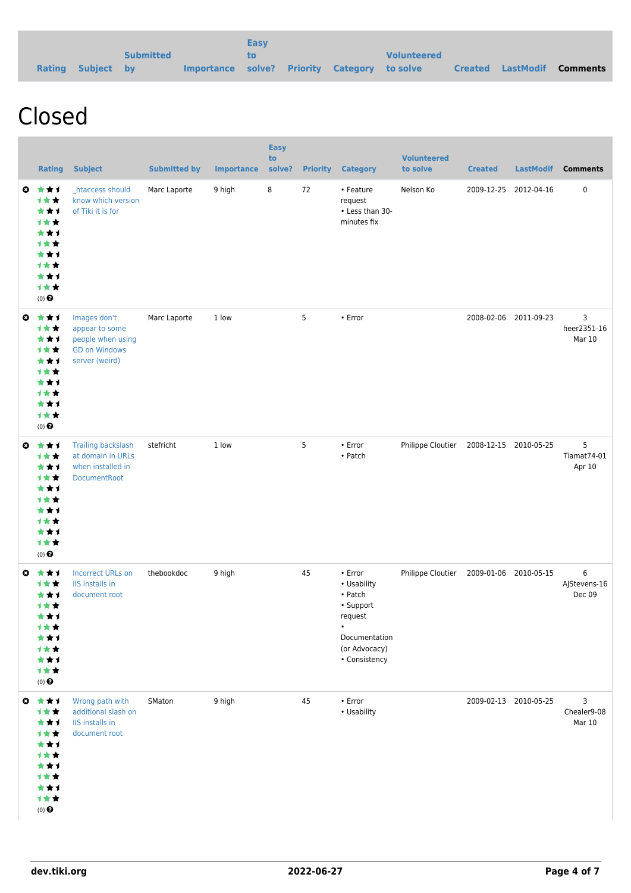| Rating | Subject | Submitted by | Importance | Easy to solve? | Priority | Category | Volunteered to solve | Created | LastModif | Comments |
|---|---|---|---|---|---|---|---|---|---|---|

# Closed

| | Rating | Subject | Submitted by | Importance | Easy to solve? | Priority | Category | Volunteered to solve | Created | LastModif | Comments |
|---|---|---|---|---|---|---|---|---|---|---|---|
| | (0) | _htaccess should know which version of Tiki it is for | Marc Laporte | 9 high | 8 | 72 | • Feature request • Less than 30-minutes fix | Nelson Ko | 2009-12-25 | 2012-04-16 | 0 |
| | (0) | Images don't appear to some people when using GD on Windows server (weird) | Marc Laporte | 1 low | | 5 | • Error | | 2008-02-06 | 2011-09-23 | 3 heer2351-16 Mar 10 |
| | (0) | Trailing backslash at domain in URLs when installed in DocumentRoot | stefricht | 1 low | | 5 | • Error • Patch | Philippe Cloutier | 2008-12-15 | 2010-05-25 | 5 Tiamat74-01 Apr 10 |
| | (0) | Incorrect URLs on IIS installs in document root | thebookdoc | 9 high | | 45 | • Error • Usability • Patch • Support request • Documentation (or Advocacy) • Consistency | Philippe Cloutier | 2009-01-06 | 2010-05-15 | 6 AJStevens-16 Dec 09 |
| | (0) | Wrong path with additional slash on IIS installs in document root | SMaton | 9 high | | 45 | • Error • Usability | | 2009-02-13 | 2010-05-25 | 3 Chealer9-08 Mar 10 |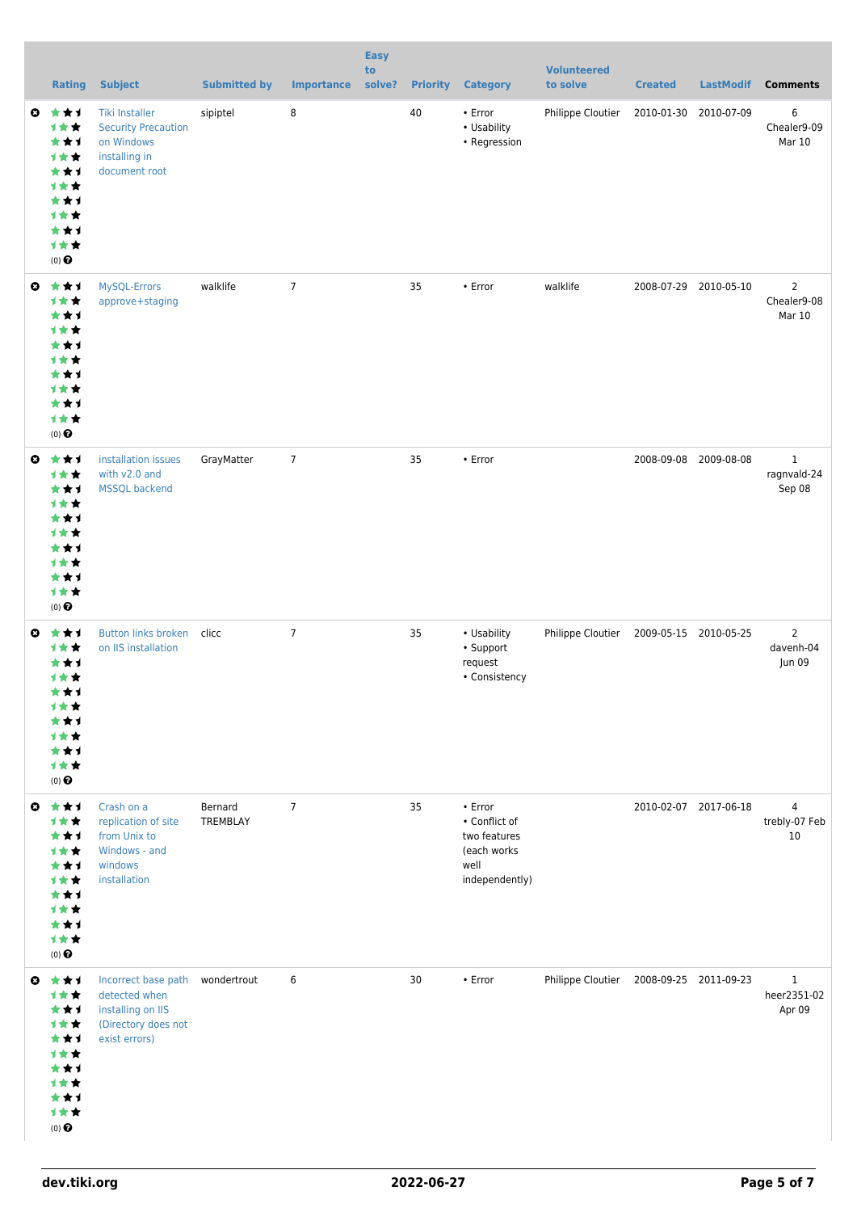| | Rating | Subject | Submitted by | Importance | Easy to solve? | Priority | Category | Volunteered to solve | Created | LastModif | Comments |
|---|---|---|---|---|---|---|---|---|---|---|---|
| | (0) | Tiki Installer Security Precaution on Windows installing in document root | sipiptel | 8 | | 40 | • Error • Usability • Regression | Philippe Cloutier | 2010-01-30 | 2010-07-09 | 6 Chealer9-09 Mar 10 |
| | (0) | MySQL-Errors approve+staging | walklife | 7 | | 35 | • Error | walklife | 2008-07-29 | 2010-05-10 | 2 Chealer9-08 Mar 10 |
| | (0) | installation issues with v2.0 and MSSQL backend | GrayMatter | 7 | | 35 | • Error | | 2008-09-08 | 2009-08-08 | 1 ragnvald-24 Sep 08 |
| | (0) | Button links broken on IIS installation | clicc | 7 | | 35 | • Usability • Support request • Consistency | Philippe Cloutier | 2009-05-15 | 2010-05-25 | 2 davenh-04 Jun 09 |
| | (0) | Crash on a replication of site from Unix to Windows - and windows installation | Bernard TREMBLAY | 7 | | 35 | • Error • Conflict of two features (each works well independently) | | 2010-02-07 | 2017-06-18 | 4 trebly-07 Feb 10 |
| | (0) | Incorrect base path detected when installing on IIS (Directory does not exist errors) | wondertrout | 6 | | 30 | • Error | Philippe Cloutier | 2008-09-25 | 2011-09-23 | 1 heer2351-02 Apr 09 |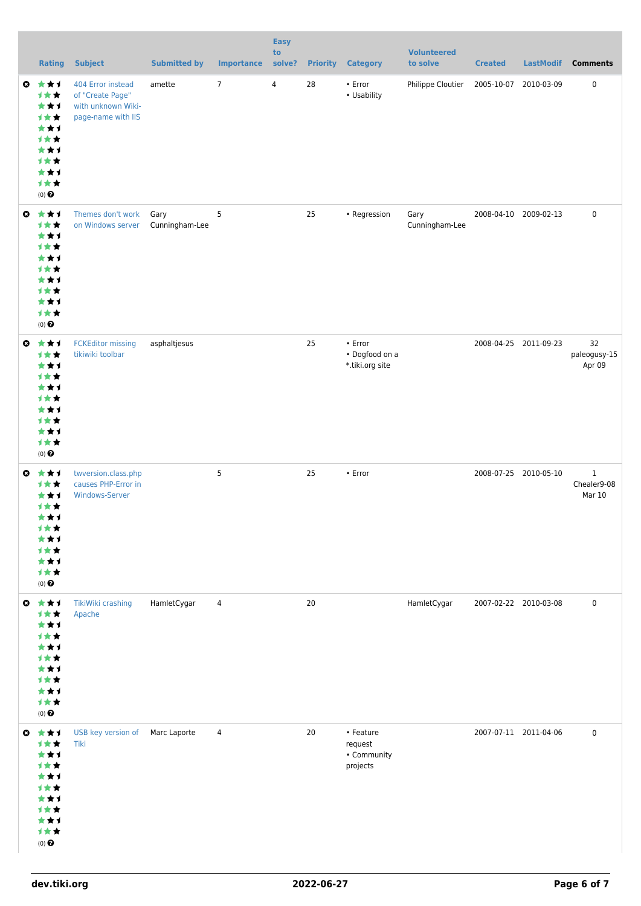| | Rating | Subject | Submitted by | Importance | Easy to solve? | Priority | Category | Volunteered to solve | Created | LastModif | Comments |
|---|---|---|---|---|---|---|---|---|---|---|---|
| | (0) | 404 Error instead of "Create Page" with unknown Wiki-page-name with IIS | amette | 7 | 4 | 28 | • Error<br>• Usability | Philippe Cloutier | 2005-10-07 | 2010-03-09 | 0 |
| | (0) | Themes don't work on Windows server | Gary Cunningham-Lee | 5 | | 25 | • Regression | Gary Cunningham-Lee | 2008-04-10 | 2009-02-13 | 0 |
| | (0) | FCKEditor missing tikiwiki toolbar | asphaltjesus | | | 25 | • Error<br>• Dogfood on a *.tiki.org site | | 2008-04-25 | 2011-09-23 | 32<br>paleogusy-15 Apr 09 |
| | (0) | twversion.class.php causes PHP-Error in Windows-Server | | 5 | | 25 | • Error | | 2008-07-25 | 2010-05-10 | 1<br>Chealer9-08 Mar 10 |
| | (0) | TikiWiki crashing Apache | HamletCygar | 4 | | 20 | | HamletCygar | 2007-02-22 | 2010-03-08 | 0 |
| | (0) | USB key version of Tiki | Marc Laporte | 4 | | 20 | • Feature request<br>• Community projects | | 2007-07-11 | 2011-04-06 | 0 |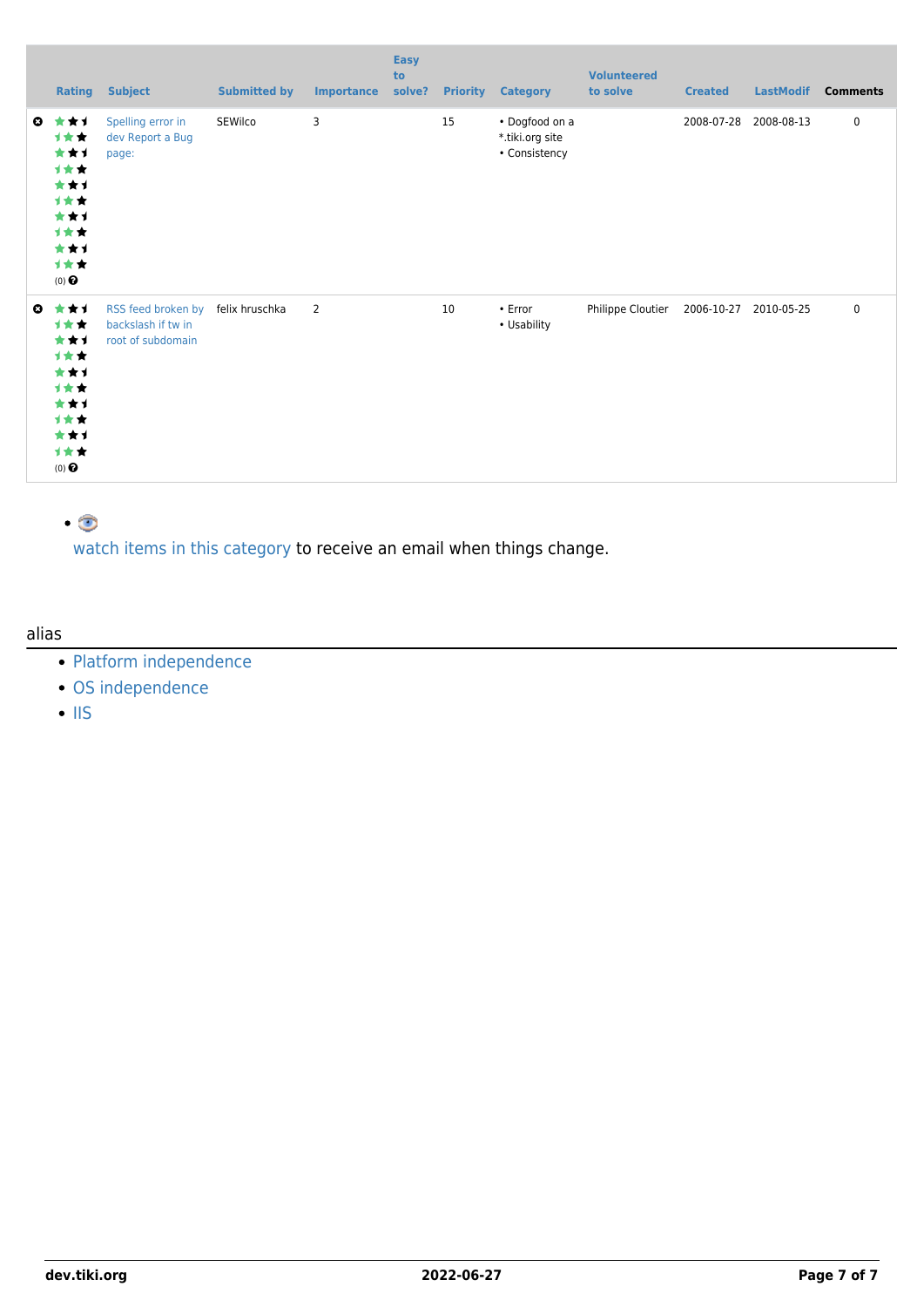| | Rating | Subject | Submitted by | Importance | Easy to solve? | Priority | Category | Volunteered to solve | Created | LastModif | Comments |
|---|---|---|---|---|---|---|---|---|---|---|---|
| | (0) | Spelling error in dev Report a Bug page: | SEWilco | 3 | | 15 | • Dogfood on a *.tiki.org site<br>• Consistency | | 2008-07-28 | 2008-08-13 | 0 |
| | (0) | RSS feed broken by backslash if tw in root of subdomain | felix hruschka | 2 | | 10 | • Error<br>• Usability | Philippe Cloutier | 2006-10-27 | 2010-05-25 | 0 |

- watch items in this category to receive an email when things change.

## alias

- Platform independence
- OS independence
- IIS